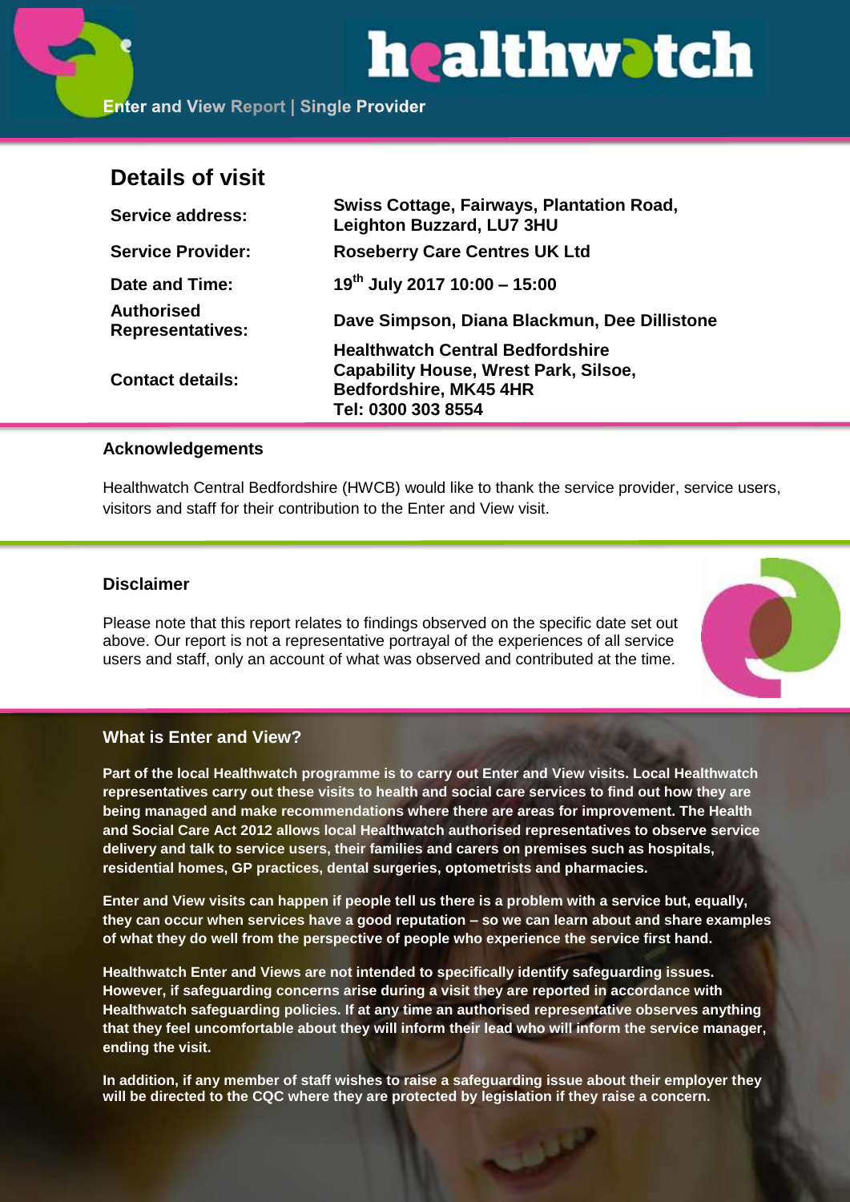**healthwatch**

Enter and View Report | Single Provider

## Details of visit

| | |
|---|---|
| **Service address:** | **Swiss Cottage, Fairways, Plantation Road, Leighton Buzzard, LU7 3HU** |
| **Service Provider:** | **Roseberry Care Centres UK Ltd** |
| **Date and Time:** | **19th July 2017 10:00 – 15:00** |
| **Authorised Representatives:** | **Dave Simpson, Diana Blackmun, Dee Dillistone** |
| **Contact details:** | **Healthwatch Central Bedfordshire Capability House, Wrest Park, Silsoe, Bedfordshire, MK45 4HR Tel: 0300 303 8554** |

### Acknowledgements

Healthwatch Central Bedfordshire (HWCB) would like to thank the service provider, service users, visitors and staff for their contribution to the Enter and View visit.

### Disclaimer

Please note that this report relates to findings observed on the specific date set out above. Our report is not a representative portrayal of the experiences of all service users and staff, only an account of what was observed and contributed at the time.

### What is Enter and View?

**Part of the local Healthwatch programme is to carry out Enter and View visits. Local Healthwatch representatives carry out these visits to health and social care services to find out how they are being managed and make recommendations where there are areas for improvement. The Health and Social Care Act 2012 allows local Healthwatch authorised representatives to observe service delivery and talk to service users, their families and carers on premises such as hospitals, residential homes, GP practices, dental surgeries, optometrists and pharmacies.**

**Enter and View visits can happen if people tell us there is a problem with a service but, equally, they can occur when services have a good reputation – so we can learn about and share examples of what they do well from the perspective of people who experience the service first hand.**

**Healthwatch Enter and Views are not intended to specifically identify safeguarding issues. However, if safeguarding concerns arise during a visit they are reported in accordance with Healthwatch safeguarding policies. If at any time an authorised representative observes anything that they feel uncomfortable about they will inform their lead who will inform the service manager, ending the visit.**

**In addition, if any member of staff wishes to raise a safeguarding issue about their employer they will be directed to the CQC where they are protected by legislation if they raise a concern.**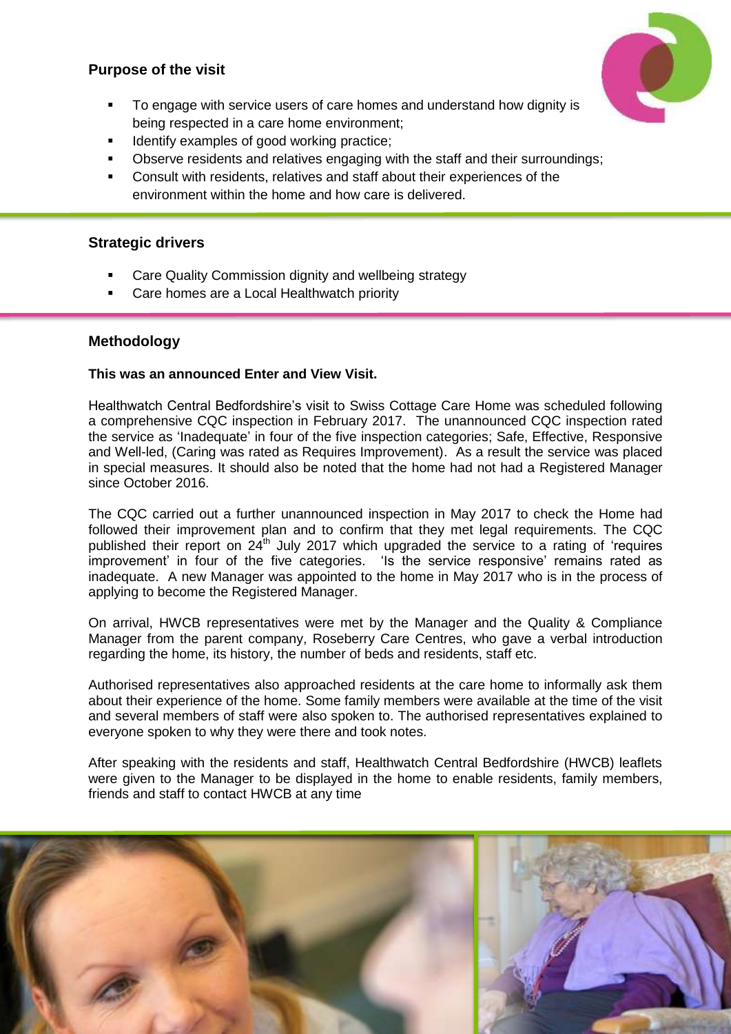## Purpose of the visit

- To engage with service users of care homes and understand how dignity is being respected in a care home environment;
- Identify examples of good working practice;
- Observe residents and relatives engaging with the staff and their surroundings;
- Consult with residents, relatives and staff about their experiences of the environment within the home and how care is delivered.

## Strategic drivers

- Care Quality Commission dignity and wellbeing strategy
- Care homes are a Local Healthwatch priority

## Methodology

**This was an announced Enter and View Visit.**

Healthwatch Central Bedfordshire's visit to Swiss Cottage Care Home was scheduled following a comprehensive CQC inspection in February 2017. The unannounced CQC inspection rated the service as 'Inadequate' in four of the five inspection categories; Safe, Effective, Responsive and Well-led, (Caring was rated as Requires Improvement). As a result the service was placed in special measures. It should also be noted that the home had not had a Registered Manager since October 2016.

The CQC carried out a further unannounced inspection in May 2017 to check the Home had followed their improvement plan and to confirm that they met legal requirements. The CQC published their report on 24th July 2017 which upgraded the service to a rating of 'requires improvement' in four of the five categories. 'Is the service responsive' remains rated as inadequate. A new Manager was appointed to the home in May 2017 who is in the process of applying to become the Registered Manager.

On arrival, HWCB representatives were met by the Manager and the Quality & Compliance Manager from the parent company, Roseberry Care Centres, who gave a verbal introduction regarding the home, its history, the number of beds and residents, staff etc.

Authorised representatives also approached residents at the care home to informally ask them about their experience of the home. Some family members were available at the time of the visit and several members of staff were also spoken to. The authorised representatives explained to everyone spoken to why they were there and took notes.

After speaking with the residents and staff, Healthwatch Central Bedfordshire (HWCB) leaflets were given to the Manager to be displayed in the home to enable residents, family members, friends and staff to contact HWCB at any time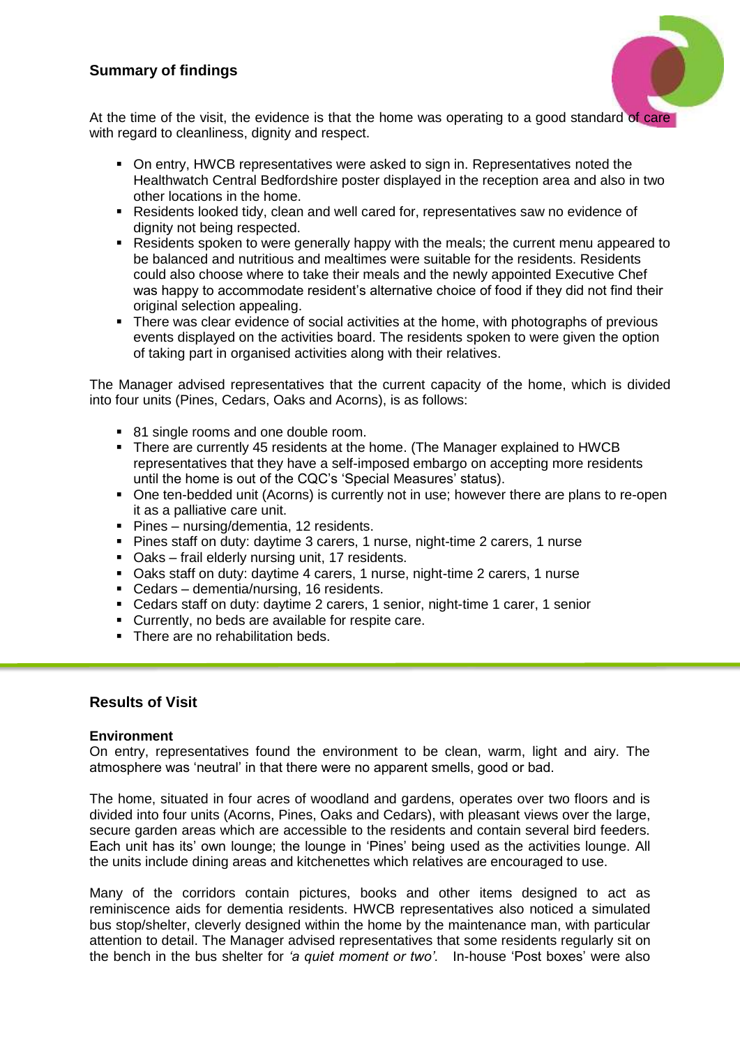## Summary of findings

At the time of the visit, the evidence is that the home was operating to a good standard of care with regard to cleanliness, dignity and respect.

- On entry, HWCB representatives were asked to sign in. Representatives noted the Healthwatch Central Bedfordshire poster displayed in the reception area and also in two other locations in the home.
- Residents looked tidy, clean and well cared for, representatives saw no evidence of dignity not being respected.
- Residents spoken to were generally happy with the meals; the current menu appeared to be balanced and nutritious and mealtimes were suitable for the residents. Residents could also choose where to take their meals and the newly appointed Executive Chef was happy to accommodate resident's alternative choice of food if they did not find their original selection appealing.
- There was clear evidence of social activities at the home, with photographs of previous events displayed on the activities board. The residents spoken to were given the option of taking part in organised activities along with their relatives.

The Manager advised representatives that the current capacity of the home, which is divided into four units (Pines, Cedars, Oaks and Acorns), is as follows:

- 81 single rooms and one double room.
- There are currently 45 residents at the home. (The Manager explained to HWCB representatives that they have a self-imposed embargo on accepting more residents until the home is out of the CQC's 'Special Measures' status).
- One ten-bedded unit (Acorns) is currently not in use; however there are plans to re-open it as a palliative care unit.
- Pines – nursing/dementia, 12 residents.
- Pines staff on duty: daytime 3 carers, 1 nurse, night-time 2 carers, 1 nurse
- Oaks – frail elderly nursing unit, 17 residents.
- Oaks staff on duty: daytime 4 carers, 1 nurse, night-time 2 carers, 1 nurse
- Cedars – dementia/nursing, 16 residents.
- Cedars staff on duty: daytime 2 carers, 1 senior, night-time 1 carer, 1 senior
- Currently, no beds are available for respite care.
- There are no rehabilitation beds.

## Results of Visit

### Environment

On entry, representatives found the environment to be clean, warm, light and airy. The atmosphere was 'neutral' in that there were no apparent smells, good or bad.

The home, situated in four acres of woodland and gardens, operates over two floors and is divided into four units (Acorns, Pines, Oaks and Cedars), with pleasant views over the large, secure garden areas which are accessible to the residents and contain several bird feeders. Each unit has its' own lounge; the lounge in 'Pines' being used as the activities lounge. All the units include dining areas and kitchenettes which relatives are encouraged to use.

Many of the corridors contain pictures, books and other items designed to act as reminiscence aids for dementia residents. HWCB representatives also noticed a simulated bus stop/shelter, cleverly designed within the home by the maintenance man, with particular attention to detail. The Manager advised representatives that some residents regularly sit on the bench in the bus shelter for *'a quiet moment or two'*. In-house 'Post boxes' were also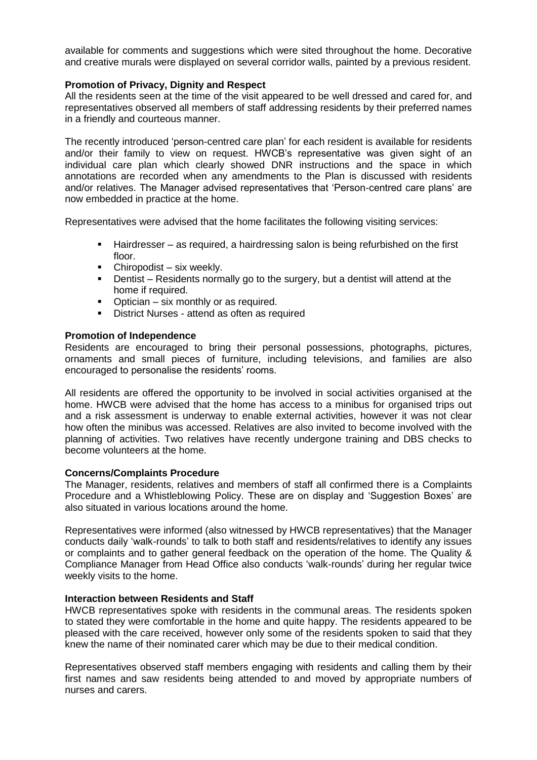available for comments and suggestions which were sited throughout the home. Decorative and creative murals were displayed on several corridor walls, painted by a previous resident.

**Promotion of Privacy, Dignity and Respect**
All the residents seen at the time of the visit appeared to be well dressed and cared for, and representatives observed all members of staff addressing residents by their preferred names in a friendly and courteous manner.

The recently introduced 'person-centred care plan' for each resident is available for residents and/or their family to view on request. HWCB's representative was given sight of an individual care plan which clearly showed DNR instructions and the space in which annotations are recorded when any amendments to the Plan is discussed with residents and/or relatives. The Manager advised representatives that 'Person-centred care plans' are now embedded in practice at the home.

Representatives were advised that the home facilitates the following visiting services:

- Hairdresser – as required, a hairdressing salon is being refurbished on the first floor.
- Chiropodist – six weekly.
- Dentist – Residents normally go to the surgery, but a dentist will attend at the home if required.
- Optician – six monthly or as required.
- District Nurses - attend as often as required

**Promotion of Independence**
Residents are encouraged to bring their personal possessions, photographs, pictures, ornaments and small pieces of furniture, including televisions, and families are also encouraged to personalise the residents' rooms.

All residents are offered the opportunity to be involved in social activities organised at the home. HWCB were advised that the home has access to a minibus for organised trips out and a risk assessment is underway to enable external activities, however it was not clear how often the minibus was accessed. Relatives are also invited to become involved with the planning of activities. Two relatives have recently undergone training and DBS checks to become volunteers at the home.

**Concerns/Complaints Procedure**
The Manager, residents, relatives and members of staff all confirmed there is a Complaints Procedure and a Whistleblowing Policy. These are on display and 'Suggestion Boxes' are also situated in various locations around the home.

Representatives were informed (also witnessed by HWCB representatives) that the Manager conducts daily 'walk-rounds' to talk to both staff and residents/relatives to identify any issues or complaints and to gather general feedback on the operation of the home. The Quality & Compliance Manager from Head Office also conducts 'walk-rounds' during her regular twice weekly visits to the home.

**Interaction between Residents and Staff**
HWCB representatives spoke with residents in the communal areas. The residents spoken to stated they were comfortable in the home and quite happy. The residents appeared to be pleased with the care received, however only some of the residents spoken to said that they knew the name of their nominated carer which may be due to their medical condition.

Representatives observed staff members engaging with residents and calling them by their first names and saw residents being attended to and moved by appropriate numbers of nurses and carers.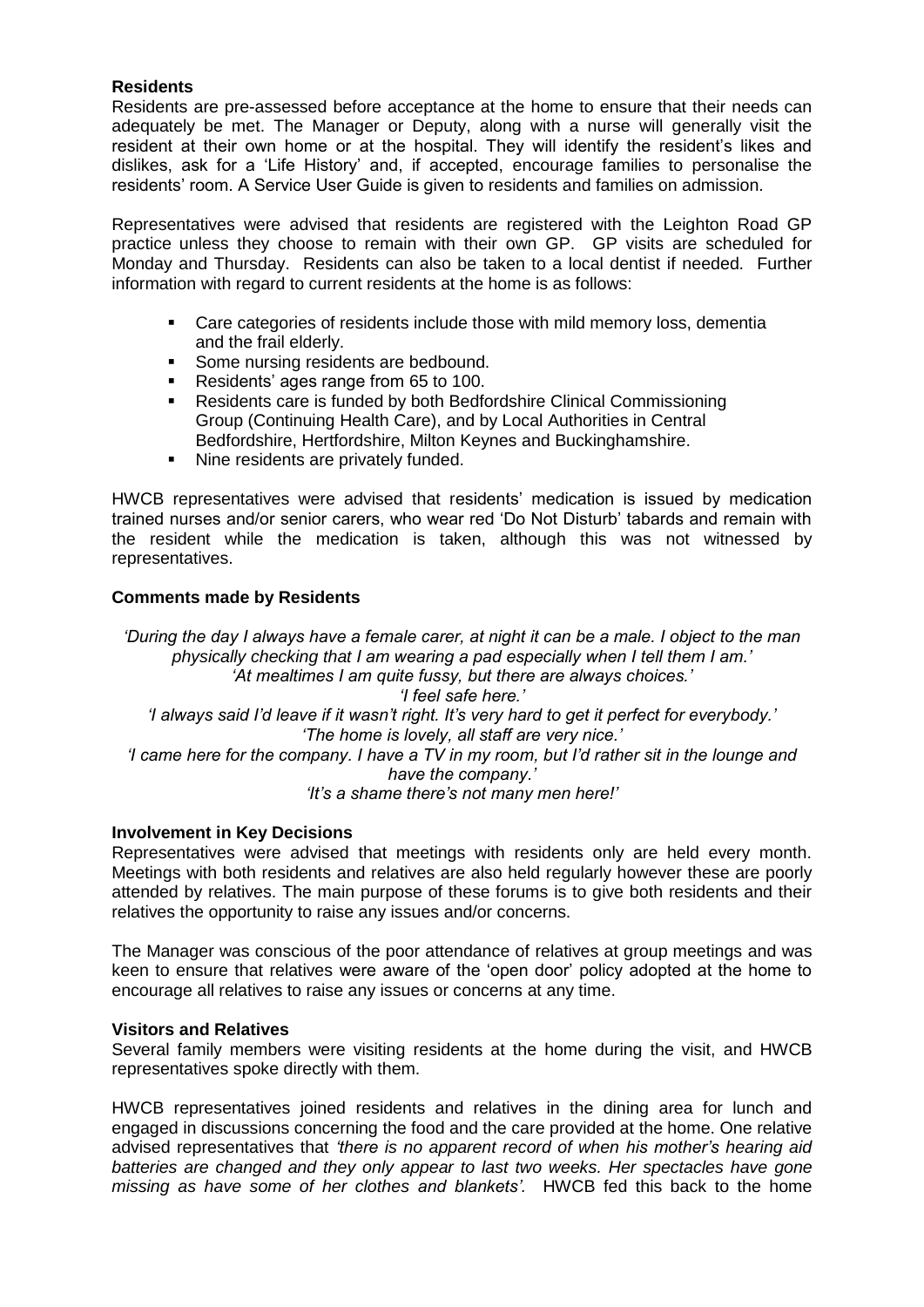**Residents**

Residents are pre-assessed before acceptance at the home to ensure that their needs can adequately be met. The Manager or Deputy, along with a nurse will generally visit the resident at their own home or at the hospital. They will identify the resident's likes and dislikes, ask for a 'Life History' and, if accepted, encourage families to personalise the residents' room. A Service User Guide is given to residents and families on admission.

Representatives were advised that residents are registered with the Leighton Road GP practice unless they choose to remain with their own GP. GP visits are scheduled for Monday and Thursday. Residents can also be taken to a local dentist if needed. Further information with regard to current residents at the home is as follows:

- Care categories of residents include those with mild memory loss, dementia and the frail elderly.
- Some nursing residents are bedbound.
- Residents' ages range from 65 to 100.
- Residents care is funded by both Bedfordshire Clinical Commissioning Group (Continuing Health Care), and by Local Authorities in Central Bedfordshire, Hertfordshire, Milton Keynes and Buckinghamshire.
- Nine residents are privately funded.

HWCB representatives were advised that residents' medication is issued by medication trained nurses and/or senior carers, who wear red 'Do Not Disturb' tabards and remain with the resident while the medication is taken, although this was not witnessed by representatives.

**Comments made by Residents**

*'During the day I always have a female carer, at night it can be a male. I object to the man physically checking that I am wearing a pad especially when I tell them I am.'*
*'At mealtimes I am quite fussy, but there are always choices.'*
*'I feel safe here.'*
*'I always said I'd leave if it wasn't right. It's very hard to get it perfect for everybody.'*
*'The home is lovely, all staff are very nice.'*
*'I came here for the company. I have a TV in my room, but I'd rather sit in the lounge and have the company.'*
*'It's a shame there's not many men here!'*

**Involvement in Key Decisions**

Representatives were advised that meetings with residents only are held every month. Meetings with both residents and relatives are also held regularly however these are poorly attended by relatives. The main purpose of these forums is to give both residents and their relatives the opportunity to raise any issues and/or concerns.

The Manager was conscious of the poor attendance of relatives at group meetings and was keen to ensure that relatives were aware of the 'open door' policy adopted at the home to encourage all relatives to raise any issues or concerns at any time.

**Visitors and Relatives**

Several family members were visiting residents at the home during the visit, and HWCB representatives spoke directly with them.

HWCB representatives joined residents and relatives in the dining area for lunch and engaged in discussions concerning the food and the care provided at the home. One relative advised representatives that *'there is no apparent record of when his mother's hearing aid batteries are changed and they only appear to last two weeks. Her spectacles have gone missing as have some of her clothes and blankets'.* HWCB fed this back to the home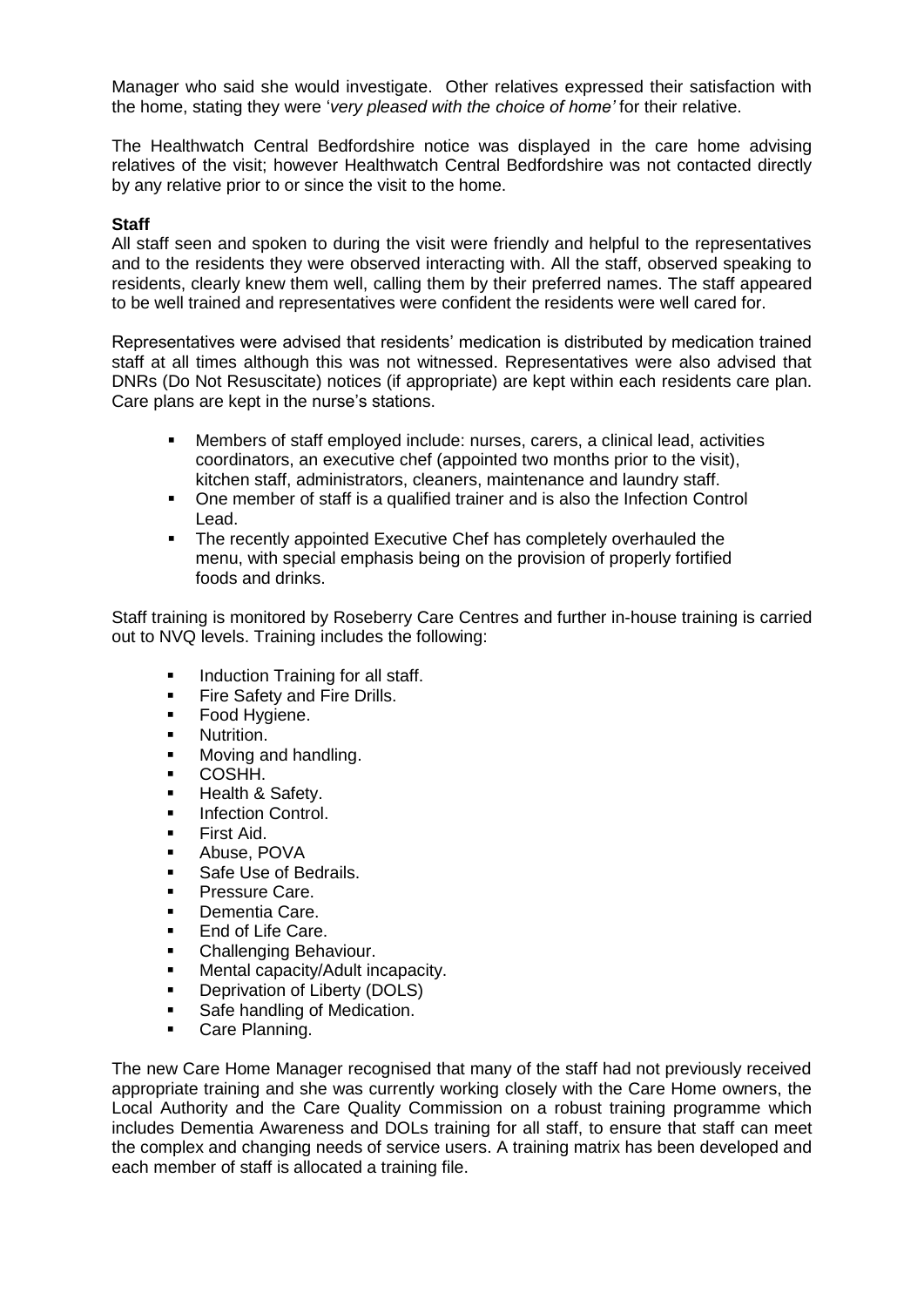Manager who said she would investigate. Other relatives expressed their satisfaction with the home, stating they were '*very pleased with the choice of home'* for their relative.

The Healthwatch Central Bedfordshire notice was displayed in the care home advising relatives of the visit; however Healthwatch Central Bedfordshire was not contacted directly by any relative prior to or since the visit to the home.

**Staff**

All staff seen and spoken to during the visit were friendly and helpful to the representatives and to the residents they were observed interacting with. All the staff, observed speaking to residents, clearly knew them well, calling them by their preferred names. The staff appeared to be well trained and representatives were confident the residents were well cared for.

Representatives were advised that residents' medication is distributed by medication trained staff at all times although this was not witnessed. Representatives were also advised that DNRs (Do Not Resuscitate) notices (if appropriate) are kept within each residents care plan. Care plans are kept in the nurse's stations.

- Members of staff employed include: nurses, carers, a clinical lead, activities coordinators, an executive chef (appointed two months prior to the visit), kitchen staff, administrators, cleaners, maintenance and laundry staff.
- One member of staff is a qualified trainer and is also the Infection Control Lead.
- The recently appointed Executive Chef has completely overhauled the menu, with special emphasis being on the provision of properly fortified foods and drinks.

Staff training is monitored by Roseberry Care Centres and further in-house training is carried out to NVQ levels. Training includes the following:

- Induction Training for all staff.
- Fire Safety and Fire Drills.
- Food Hygiene.
- Nutrition.
- Moving and handling.
- COSHH.
- Health & Safety.
- Infection Control.
- First Aid.
- Abuse, POVA
- Safe Use of Bedrails.
- Pressure Care.
- Dementia Care.
- End of Life Care.
- Challenging Behaviour.
- Mental capacity/Adult incapacity.
- Deprivation of Liberty (DOLS)
- Safe handling of Medication.
- Care Planning.

The new Care Home Manager recognised that many of the staff had not previously received appropriate training and she was currently working closely with the Care Home owners, the Local Authority and the Care Quality Commission on a robust training programme which includes Dementia Awareness and DOLs training for all staff, to ensure that staff can meet the complex and changing needs of service users. A training matrix has been developed and each member of staff is allocated a training file.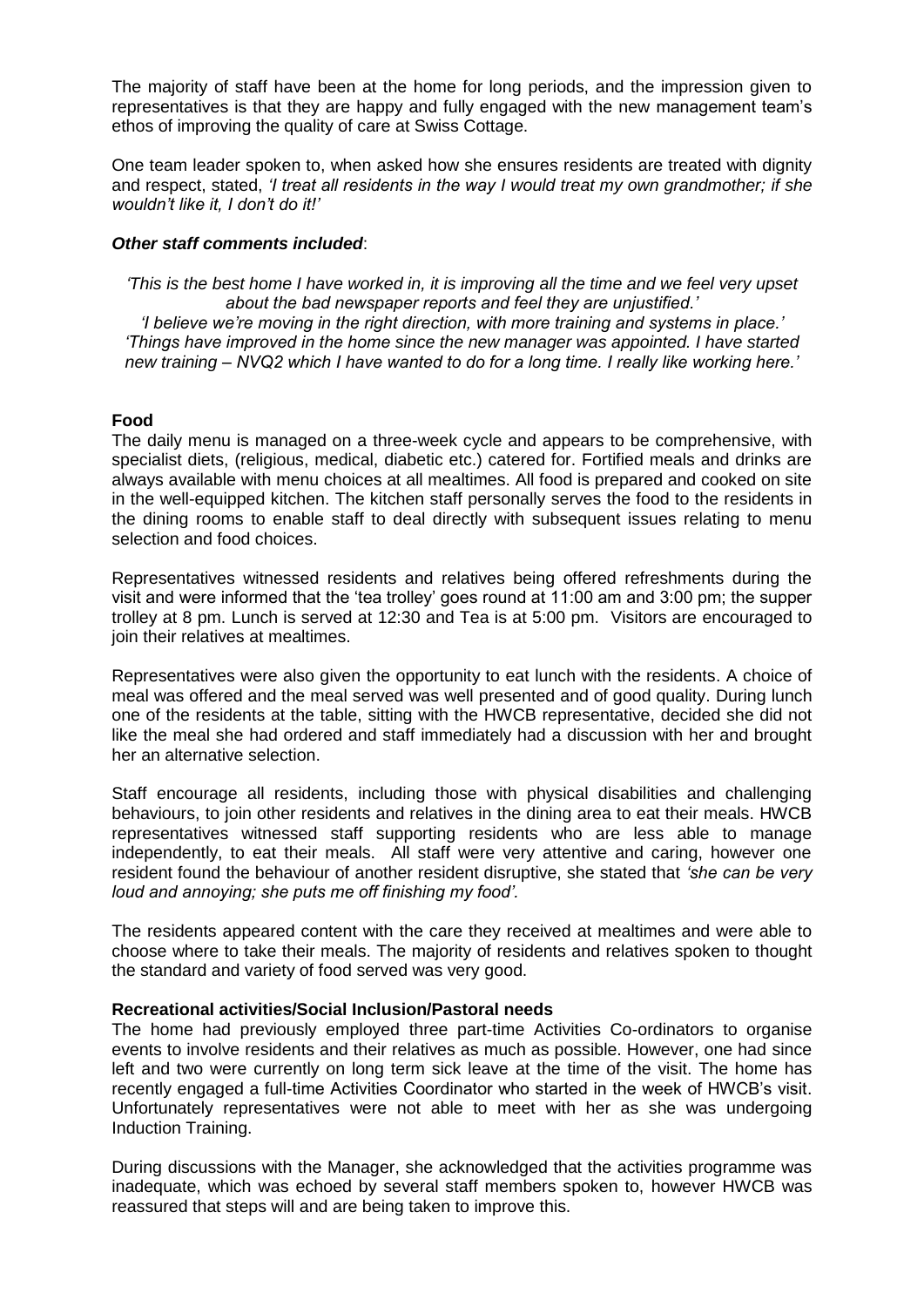The majority of staff have been at the home for long periods, and the impression given to representatives is that they are happy and fully engaged with the new management team's ethos of improving the quality of care at Swiss Cottage.

One team leader spoken to, when asked how she ensures residents are treated with dignity and respect, stated, *'I treat all residents in the way I would treat my own grandmother; if she wouldn't like it, I don't do it!'*

***Other staff comments included***:

*'This is the best home I have worked in, it is improving all the time and we feel very upset about the bad newspaper reports and feel they are unjustified.'*
*'I believe we're moving in the right direction, with more training and systems in place.'*
*'Things have improved in the home since the new manager was appointed. I have started new training – NVQ2 which I have wanted to do for a long time. I really like working here.'*

**Food**

The daily menu is managed on a three-week cycle and appears to be comprehensive, with specialist diets, (religious, medical, diabetic etc.) catered for. Fortified meals and drinks are always available with menu choices at all mealtimes. All food is prepared and cooked on site in the well-equipped kitchen. The kitchen staff personally serves the food to the residents in the dining rooms to enable staff to deal directly with subsequent issues relating to menu selection and food choices.

Representatives witnessed residents and relatives being offered refreshments during the visit and were informed that the 'tea trolley' goes round at 11:00 am and 3:00 pm; the supper trolley at 8 pm. Lunch is served at 12:30 and Tea is at 5:00 pm. Visitors are encouraged to join their relatives at mealtimes.

Representatives were also given the opportunity to eat lunch with the residents. A choice of meal was offered and the meal served was well presented and of good quality. During lunch one of the residents at the table, sitting with the HWCB representative, decided she did not like the meal she had ordered and staff immediately had a discussion with her and brought her an alternative selection.

Staff encourage all residents, including those with physical disabilities and challenging behaviours, to join other residents and relatives in the dining area to eat their meals. HWCB representatives witnessed staff supporting residents who are less able to manage independently, to eat their meals. All staff were very attentive and caring, however one resident found the behaviour of another resident disruptive, she stated that *'she can be very loud and annoying; she puts me off finishing my food'.*

The residents appeared content with the care they received at mealtimes and were able to choose where to take their meals. The majority of residents and relatives spoken to thought the standard and variety of food served was very good.

**Recreational activities/Social Inclusion/Pastoral needs**

The home had previously employed three part-time Activities Co-ordinators to organise events to involve residents and their relatives as much as possible. However, one had since left and two were currently on long term sick leave at the time of the visit. The home has recently engaged a full-time Activities Coordinator who started in the week of HWCB's visit. Unfortunately representatives were not able to meet with her as she was undergoing Induction Training.

During discussions with the Manager, she acknowledged that the activities programme was inadequate, which was echoed by several staff members spoken to, however HWCB was reassured that steps will and are being taken to improve this.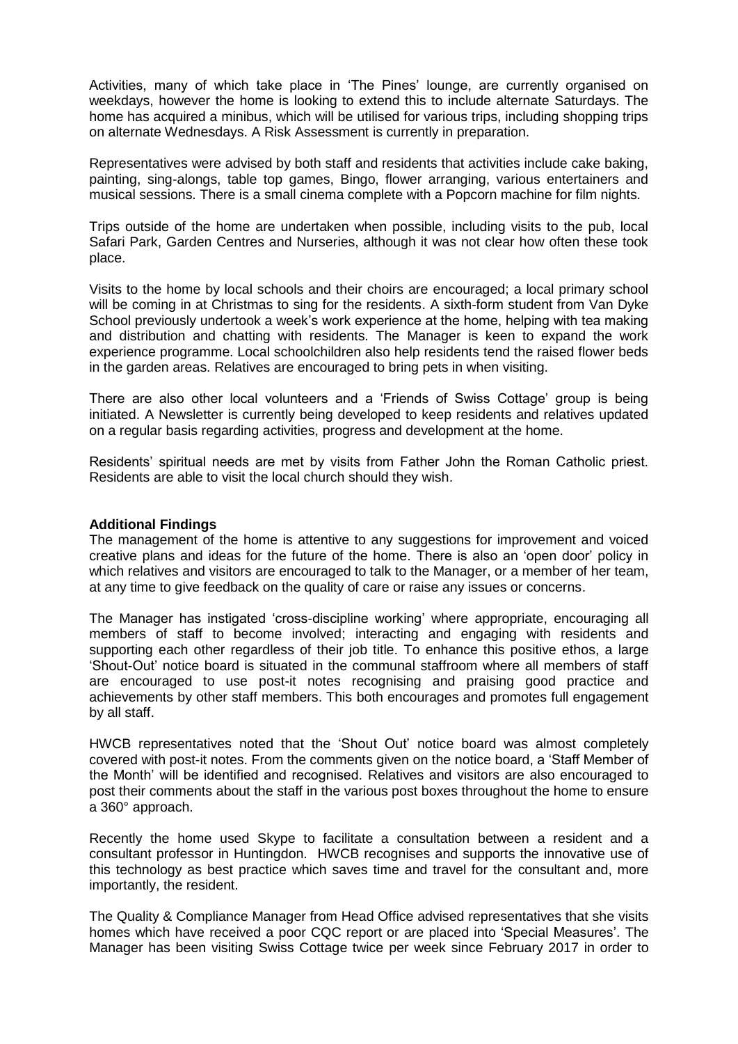Activities, many of which take place in 'The Pines' lounge, are currently organised on weekdays, however the home is looking to extend this to include alternate Saturdays. The home has acquired a minibus, which will be utilised for various trips, including shopping trips on alternate Wednesdays. A Risk Assessment is currently in preparation.

Representatives were advised by both staff and residents that activities include cake baking, painting, sing-alongs, table top games, Bingo, flower arranging, various entertainers and musical sessions. There is a small cinema complete with a Popcorn machine for film nights.

Trips outside of the home are undertaken when possible, including visits to the pub, local Safari Park, Garden Centres and Nurseries, although it was not clear how often these took place.

Visits to the home by local schools and their choirs are encouraged; a local primary school will be coming in at Christmas to sing for the residents. A sixth-form student from Van Dyke School previously undertook a week's work experience at the home, helping with tea making and distribution and chatting with residents. The Manager is keen to expand the work experience programme. Local schoolchildren also help residents tend the raised flower beds in the garden areas. Relatives are encouraged to bring pets in when visiting.

There are also other local volunteers and a 'Friends of Swiss Cottage' group is being initiated. A Newsletter is currently being developed to keep residents and relatives updated on a regular basis regarding activities, progress and development at the home.

Residents' spiritual needs are met by visits from Father John the Roman Catholic priest. Residents are able to visit the local church should they wish.

**Additional Findings**

The management of the home is attentive to any suggestions for improvement and voiced creative plans and ideas for the future of the home. There is also an 'open door' policy in which relatives and visitors are encouraged to talk to the Manager, or a member of her team, at any time to give feedback on the quality of care or raise any issues or concerns.

The Manager has instigated 'cross-discipline working' where appropriate, encouraging all members of staff to become involved; interacting and engaging with residents and supporting each other regardless of their job title. To enhance this positive ethos, a large 'Shout-Out' notice board is situated in the communal staffroom where all members of staff are encouraged to use post-it notes recognising and praising good practice and achievements by other staff members. This both encourages and promotes full engagement by all staff.

HWCB representatives noted that the 'Shout Out' notice board was almost completely covered with post-it notes. From the comments given on the notice board, a 'Staff Member of the Month' will be identified and recognised. Relatives and visitors are also encouraged to post their comments about the staff in the various post boxes throughout the home to ensure a 360° approach.

Recently the home used Skype to facilitate a consultation between a resident and a consultant professor in Huntingdon. HWCB recognises and supports the innovative use of this technology as best practice which saves time and travel for the consultant and, more importantly, the resident.

The Quality & Compliance Manager from Head Office advised representatives that she visits homes which have received a poor CQC report or are placed into 'Special Measures'. The Manager has been visiting Swiss Cottage twice per week since February 2017 in order to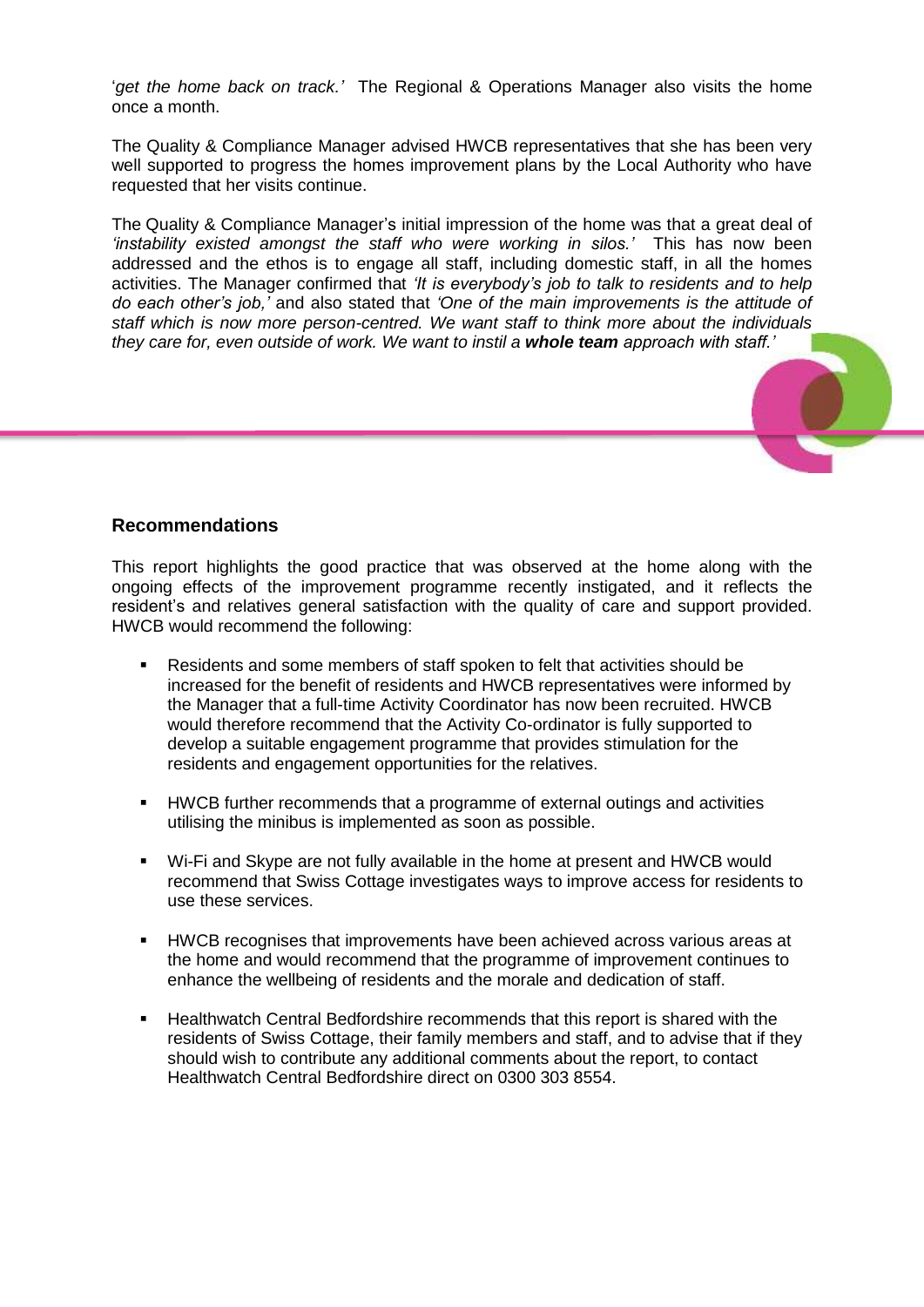'*get the home back on track.*' The Regional & Operations Manager also visits the home once a month.

The Quality & Compliance Manager advised HWCB representatives that she has been very well supported to progress the homes improvement plans by the Local Authority who have requested that her visits continue.

The Quality & Compliance Manager's initial impression of the home was that a great deal of *'instability existed amongst the staff who were working in silos.'* This has now been addressed and the ethos is to engage all staff, including domestic staff, in all the homes activities. The Manager confirmed that *'It is everybody's job to talk to residents and to help do each other's job,'* and also stated that *'One of the main improvements is the attitude of staff which is now more person-centred. We want staff to think more about the individuals they care for, even outside of work. We want to instil a **whole team** approach with staff.'*

## Recommendations

This report highlights the good practice that was observed at the home along with the ongoing effects of the improvement programme recently instigated, and it reflects the resident's and relatives general satisfaction with the quality of care and support provided. HWCB would recommend the following:

- Residents and some members of staff spoken to felt that activities should be increased for the benefit of residents and HWCB representatives were informed by the Manager that a full-time Activity Coordinator has now been recruited. HWCB would therefore recommend that the Activity Co-ordinator is fully supported to develop a suitable engagement programme that provides stimulation for the residents and engagement opportunities for the relatives.
- HWCB further recommends that a programme of external outings and activities utilising the minibus is implemented as soon as possible.
- Wi-Fi and Skype are not fully available in the home at present and HWCB would recommend that Swiss Cottage investigates ways to improve access for residents to use these services.
- HWCB recognises that improvements have been achieved across various areas at the home and would recommend that the programme of improvement continues to enhance the wellbeing of residents and the morale and dedication of staff.
- Healthwatch Central Bedfordshire recommends that this report is shared with the residents of Swiss Cottage, their family members and staff, and to advise that if they should wish to contribute any additional comments about the report, to contact Healthwatch Central Bedfordshire direct on 0300 303 8554.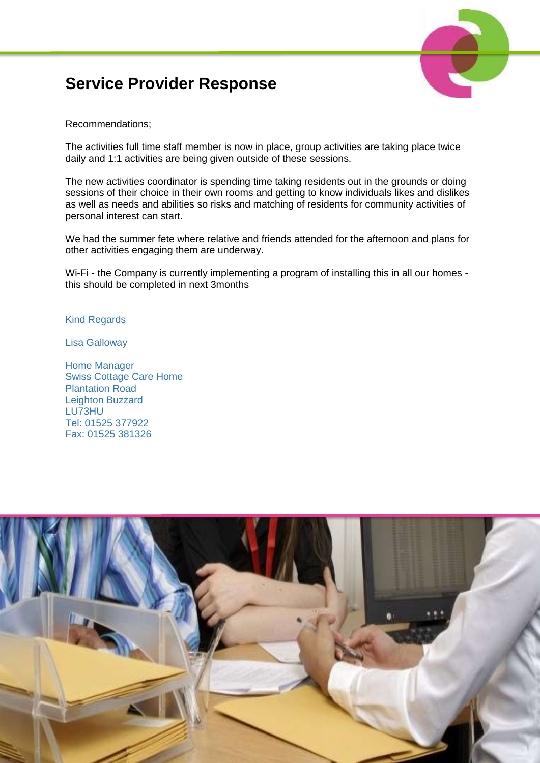# Service Provider Response

Recommendations;

The activities full time staff member is now in place, group activities are taking place twice daily and 1:1 activities are being given outside of these sessions.

The new activities coordinator is spending time taking residents out in the grounds or doing sessions of their choice in their own rooms and getting to know individuals likes and dislikes as well as needs and abilities so risks and matching of residents for community activities of personal interest can start.

We had the summer fete where relative and friends attended for the afternoon and plans for other activities engaging them are underway.

Wi-Fi - the Company is currently implementing a program of installing this in all our homes - this should be completed in next 3months

Kind Regards

Lisa Galloway

Home Manager
Swiss Cottage Care Home
Plantation Road
Leighton Buzzard
LU73HU
Tel: 01525 377922
Fax: 01525 381326